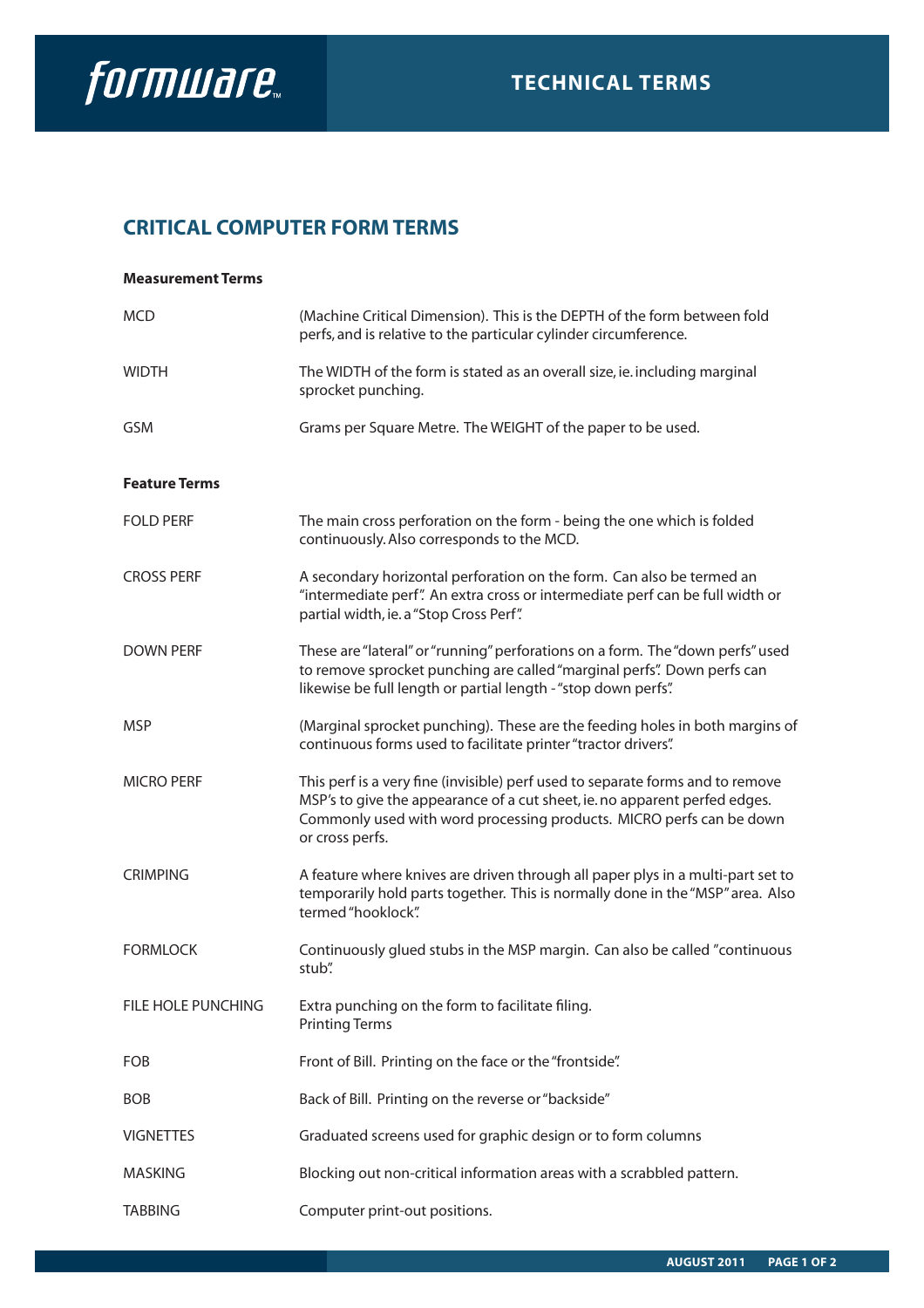# CRITICAL COMPUTER FORM TERMS

**Measurement Terms**

| | |
|---|---|
| MCD | (Machine Critical Dimension). This is the DEPTH of the form between fold perfs, and is relative to the particular cylinder circumference. |
| WIDTH | The WIDTH of the form is stated as an overall size, ie. including marginal sprocket punching. |
| GSM | Grams per Square Metre. The WEIGHT of the paper to be used. |

**Feature Terms**

| | |
|---|---|
| FOLD PERF | The main cross perforation on the form - being the one which is folded continuously. Also corresponds to the MCD. |
| CROSS PERF | A secondary horizontal perforation on the form. Can also be termed an "intermediate perf". An extra cross or intermediate perf can be full width or partial width, ie. a "Stop Cross Perf". |
| DOWN PERF | These are "lateral" or "running" perforations on a form. The "down perfs" used to remove sprocket punching are called "marginal perfs". Down perfs can likewise be full length or partial length - "stop down perfs". |
| MSP | (Marginal sprocket punching). These are the feeding holes in both margins of continuous forms used to facilitate printer "tractor drivers". |
| MICRO PERF | This perf is a very fine (invisible) perf used to separate forms and to remove MSP's to give the appearance of a cut sheet, ie. no apparent perfed edges. Commonly used with word processing products. MICRO perfs can be down or cross perfs. |
| CRIMPING | A feature where knives are driven through all paper plys in a multi-part set to temporarily hold parts together. This is normally done in the "MSP" area. Also termed "hooklock". |
| FORMLOCK | Continuously glued stubs in the MSP margin. Can also be called "continuous stub". |
| FILE HOLE PUNCHING | Extra punching on the form to facilitate filing. |

Printing Terms

| | |
|---|---|
| FOB | Front of Bill. Printing on the face or the "frontside". |
| BOB | Back of Bill. Printing on the reverse or "backside" |
| VIGNETTES | Graduated screens used for graphic design or to form columns |
| MASKING | Blocking out non-critical information areas with a scrabbled pattern. |
| TABBING | Computer print-out positions. |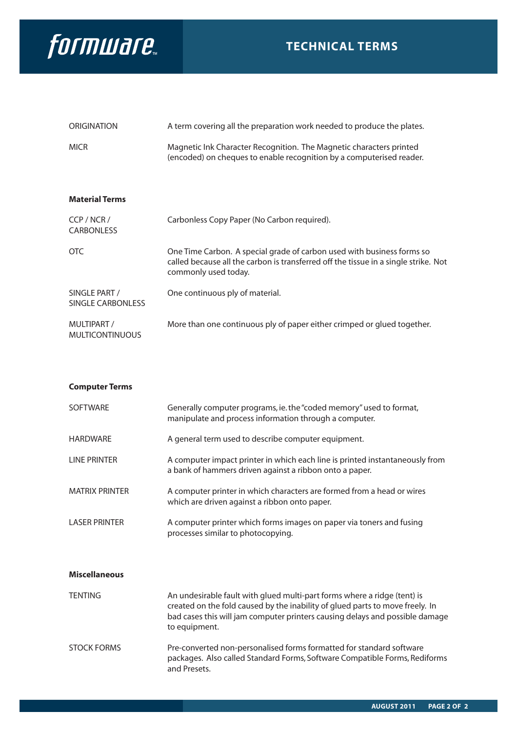| | |
|---|---|
| ORIGINATION | A term covering all the preparation work needed to produce the plates. |
| MICR | Magnetic Ink Character Recognition. The Magnetic characters printed (encoded) on cheques to enable recognition by a computerised reader. |

**Material Terms**

| | |
|---|---|
| CCP / NCR / CARBONLESS | Carbonless Copy Paper (No Carbon required). |
| OTC | One Time Carbon. A special grade of carbon used with business forms so called because all the carbon is transferred off the tissue in a single strike. Not commonly used today. |
| SINGLE PART / SINGLE CARBONLESS | One continuous ply of material. |
| MULTIPART / MULTICONTINUOUS | More than one continuous ply of paper either crimped or glued together. |

**Computer Terms**

| | |
|---|---|
| SOFTWARE | Generally computer programs, ie. the "coded memory" used to format, manipulate and process information through a computer. |
| HARDWARE | A general term used to describe computer equipment. |
| LINE PRINTER | A computer impact printer in which each line is printed instantaneously from a bank of hammers driven against a ribbon onto a paper. |
| MATRIX PRINTER | A computer printer in which characters are formed from a head or wires which are driven against a ribbon onto paper. |
| LASER PRINTER | A computer printer which forms images on paper via toners and fusing processes similar to photocopying. |

**Miscellaneous**

| | |
|---|---|
| TENTING | An undesirable fault with glued multi-part forms where a ridge (tent) is created on the fold caused by the inability of glued parts to move freely. In bad cases this will jam computer printers causing delays and possible damage to equipment. |
| STOCK FORMS | Pre-converted non-personalised forms formatted for standard software packages. Also called Standard Forms, Software Compatible Forms, Rediforms and Presets. |